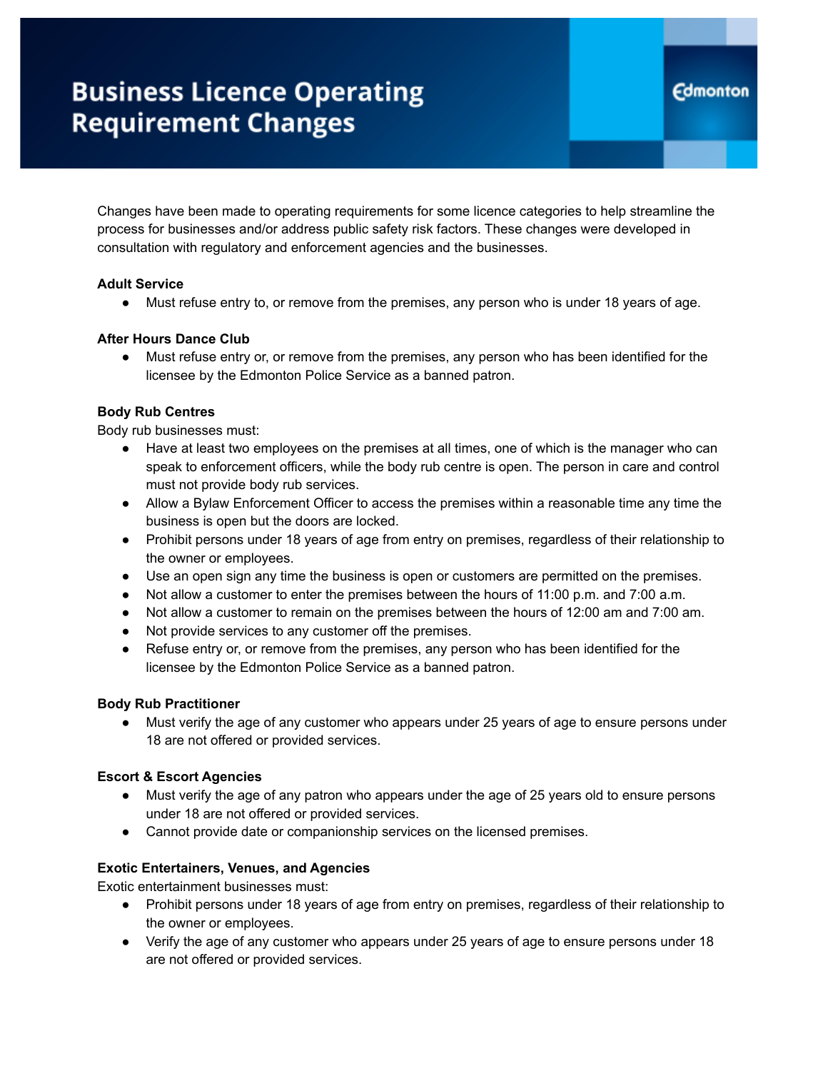# Business Licence Operating Requirement Changes

Changes have been made to operating requirements for some licence categories to help streamline the process for businesses and/or address public safety risk factors. These changes were developed in consultation with regulatory and enforcement agencies and the businesses.

**Adult Service**

- Must refuse entry to, or remove from the premises, any person who is under 18 years of age.

**After Hours Dance Club**

- Must refuse entry or, or remove from the premises, any person who has been identified for the licensee by the Edmonton Police Service as a banned patron.

**Body Rub Centres**

Body rub businesses must:

- Have at least two employees on the premises at all times, one of which is the manager who can speak to enforcement officers, while the body rub centre is open. The person in care and control must not provide body rub services.
- Allow a Bylaw Enforcement Officer to access the premises within a reasonable time any time the business is open but the doors are locked.
- Prohibit persons under 18 years of age from entry on premises, regardless of their relationship to the owner or employees.
- Use an open sign any time the business is open or customers are permitted on the premises.
- Not allow a customer to enter the premises between the hours of 11:00 p.m. and 7:00 a.m.
- Not allow a customer to remain on the premises between the hours of 12:00 am and 7:00 am.
- Not provide services to any customer off the premises.
- Refuse entry or, or remove from the premises, any person who has been identified for the licensee by the Edmonton Police Service as a banned patron.

**Body Rub Practitioner**

- Must verify the age of any customer who appears under 25 years of age to ensure persons under 18 are not offered or provided services.

**Escort & Escort Agencies**

- Must verify the age of any patron who appears under the age of 25 years old to ensure persons under 18 are not offered or provided services.
- Cannot provide date or companionship services on the licensed premises.

**Exotic Entertainers, Venues, and Agencies**

Exotic entertainment businesses must:

- Prohibit persons under 18 years of age from entry on premises, regardless of their relationship to the owner or employees.
- Verify the age of any customer who appears under 25 years of age to ensure persons under 18 are not offered or provided services.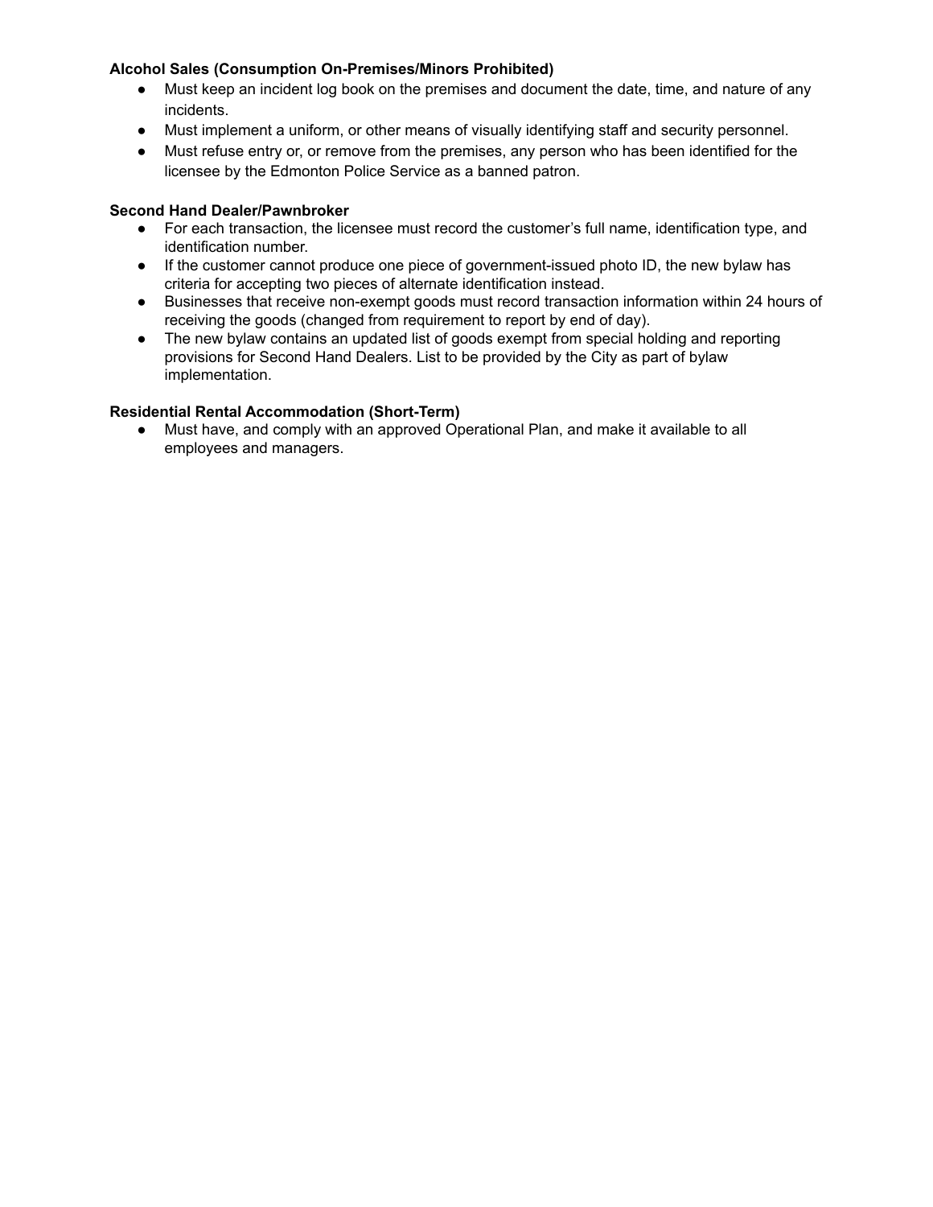**Alcohol Sales (Consumption On-Premises/Minors Prohibited)**

- Must keep an incident log book on the premises and document the date, time, and nature of any incidents.
- Must implement a uniform, or other means of visually identifying staff and security personnel.
- Must refuse entry or, or remove from the premises, any person who has been identified for the licensee by the Edmonton Police Service as a banned patron.

**Second Hand Dealer/Pawnbroker**

- For each transaction, the licensee must record the customer's full name, identification type, and identification number.
- If the customer cannot produce one piece of government-issued photo ID, the new bylaw has criteria for accepting two pieces of alternate identification instead.
- Businesses that receive non-exempt goods must record transaction information within 24 hours of receiving the goods (changed from requirement to report by end of day).
- The new bylaw contains an updated list of goods exempt from special holding and reporting provisions for Second Hand Dealers. List to be provided by the City as part of bylaw implementation.

**Residential Rental Accommodation (Short-Term)**

- Must have, and comply with an approved Operational Plan, and make it available to all employees and managers.